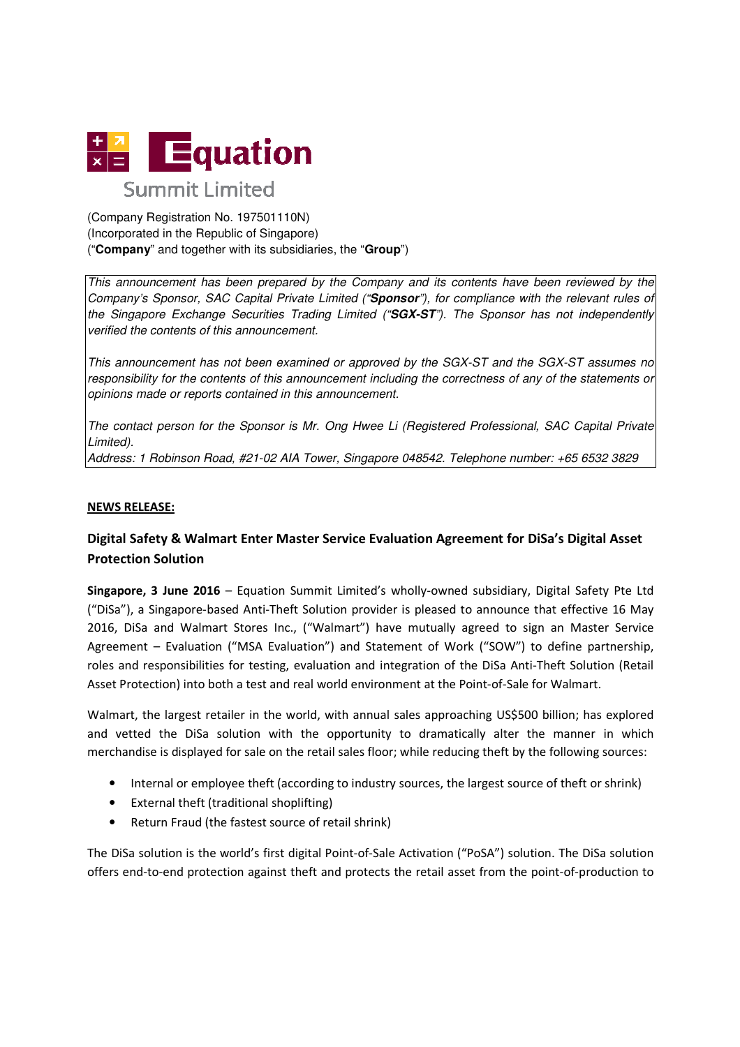Equation Summit Limited

(Company Registration No. 197501110N)
(Incorporated in the Republic of Singapore)
("**Company**" and together with its subsidiaries, the "**Group**")

*This announcement has been prepared by the Company and its contents have been reviewed by the Company's Sponsor, SAC Capital Private Limited ("**Sponsor**"), for compliance with the relevant rules of the Singapore Exchange Securities Trading Limited ("**SGX-ST**"). The Sponsor has not independently verified the contents of this announcement.*

*This announcement has not been examined or approved by the SGX-ST and the SGX-ST assumes no responsibility for the contents of this announcement including the correctness of any of the statements or opinions made or reports contained in this announcement.*

*The contact person for the Sponsor is Mr. Ong Hwee Li (Registered Professional, SAC Capital Private Limited).*
*Address: 1 Robinson Road, #21-02 AIA Tower, Singapore 048542. Telephone number: +65 6532 3829*

**NEWS RELEASE:**

## Digital Safety & Walmart Enter Master Service Evaluation Agreement for DiSa's Digital Asset Protection Solution

**Singapore, 3 June 2016** – Equation Summit Limited's wholly-owned subsidiary, Digital Safety Pte Ltd ("DiSa"), a Singapore-based Anti-Theft Solution provider is pleased to announce that effective 16 May 2016, DiSa and Walmart Stores Inc., ("Walmart") have mutually agreed to sign an Master Service Agreement – Evaluation ("MSA Evaluation") and Statement of Work ("SOW") to define partnership, roles and responsibilities for testing, evaluation and integration of the DiSa Anti-Theft Solution (Retail Asset Protection) into both a test and real world environment at the Point-of-Sale for Walmart.

Walmart, the largest retailer in the world, with annual sales approaching US$500 billion; has explored and vetted the DiSa solution with the opportunity to dramatically alter the manner in which merchandise is displayed for sale on the retail sales floor; while reducing theft by the following sources:

- Internal or employee theft (according to industry sources, the largest source of theft or shrink)
- External theft (traditional shoplifting)
- Return Fraud (the fastest source of retail shrink)

The DiSa solution is the world's first digital Point-of-Sale Activation ("PoSA") solution. The DiSa solution offers end-to-end protection against theft and protects the retail asset from the point-of-production to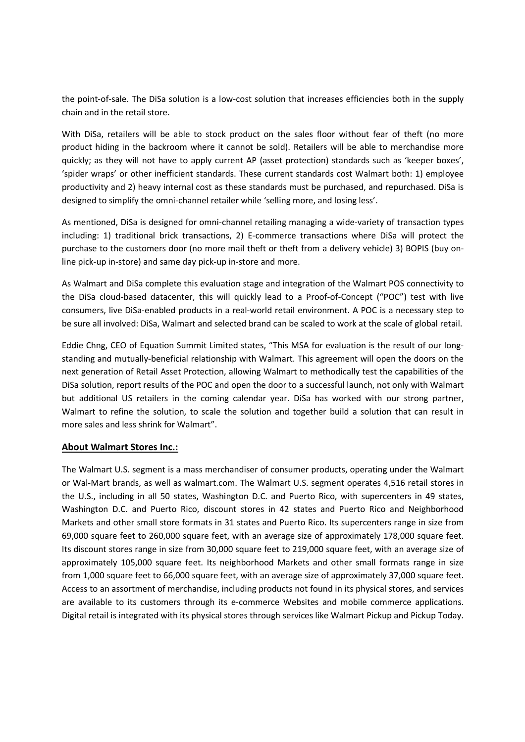the point-of-sale. The DiSa solution is a low-cost solution that increases efficiencies both in the supply chain and in the retail store.

With DiSa, retailers will be able to stock product on the sales floor without fear of theft (no more product hiding in the backroom where it cannot be sold). Retailers will be able to merchandise more quickly; as they will not have to apply current AP (asset protection) standards such as 'keeper boxes', 'spider wraps' or other inefficient standards. These current standards cost Walmart both: 1) employee productivity and 2) heavy internal cost as these standards must be purchased, and repurchased. DiSa is designed to simplify the omni-channel retailer while 'selling more, and losing less'.

As mentioned, DiSa is designed for omni-channel retailing managing a wide-variety of transaction types including: 1) traditional brick transactions, 2) E-commerce transactions where DiSa will protect the purchase to the customers door (no more mail theft or theft from a delivery vehicle) 3) BOPIS (buy on-line pick-up in-store) and same day pick-up in-store and more.

As Walmart and DiSa complete this evaluation stage and integration of the Walmart POS connectivity to the DiSa cloud-based datacenter, this will quickly lead to a Proof-of-Concept ("POC") test with live consumers, live DiSa-enabled products in a real-world retail environment. A POC is a necessary step to be sure all involved: DiSa, Walmart and selected brand can be scaled to work at the scale of global retail.

Eddie Chng, CEO of Equation Summit Limited states, "This MSA for evaluation is the result of our long-standing and mutually-beneficial relationship with Walmart. This agreement will open the doors on the next generation of Retail Asset Protection, allowing Walmart to methodically test the capabilities of the DiSa solution, report results of the POC and open the door to a successful launch, not only with Walmart but additional US retailers in the coming calendar year. DiSa has worked with our strong partner, Walmart to refine the solution, to scale the solution and together build a solution that can result in more sales and less shrink for Walmart".

**About Walmart Stores Inc.:**

The Walmart U.S. segment is a mass merchandiser of consumer products, operating under the Walmart or Wal-Mart brands, as well as walmart.com. The Walmart U.S. segment operates 4,516 retail stores in the U.S., including in all 50 states, Washington D.C. and Puerto Rico, with supercenters in 49 states, Washington D.C. and Puerto Rico, discount stores in 42 states and Puerto Rico and Neighborhood Markets and other small store formats in 31 states and Puerto Rico. Its supercenters range in size from 69,000 square feet to 260,000 square feet, with an average size of approximately 178,000 square feet. Its discount stores range in size from 30,000 square feet to 219,000 square feet, with an average size of approximately 105,000 square feet. Its neighborhood Markets and other small formats range in size from 1,000 square feet to 66,000 square feet, with an average size of approximately 37,000 square feet. Access to an assortment of merchandise, including products not found in its physical stores, and services are available to its customers through its e-commerce Websites and mobile commerce applications. Digital retail is integrated with its physical stores through services like Walmart Pickup and Pickup Today.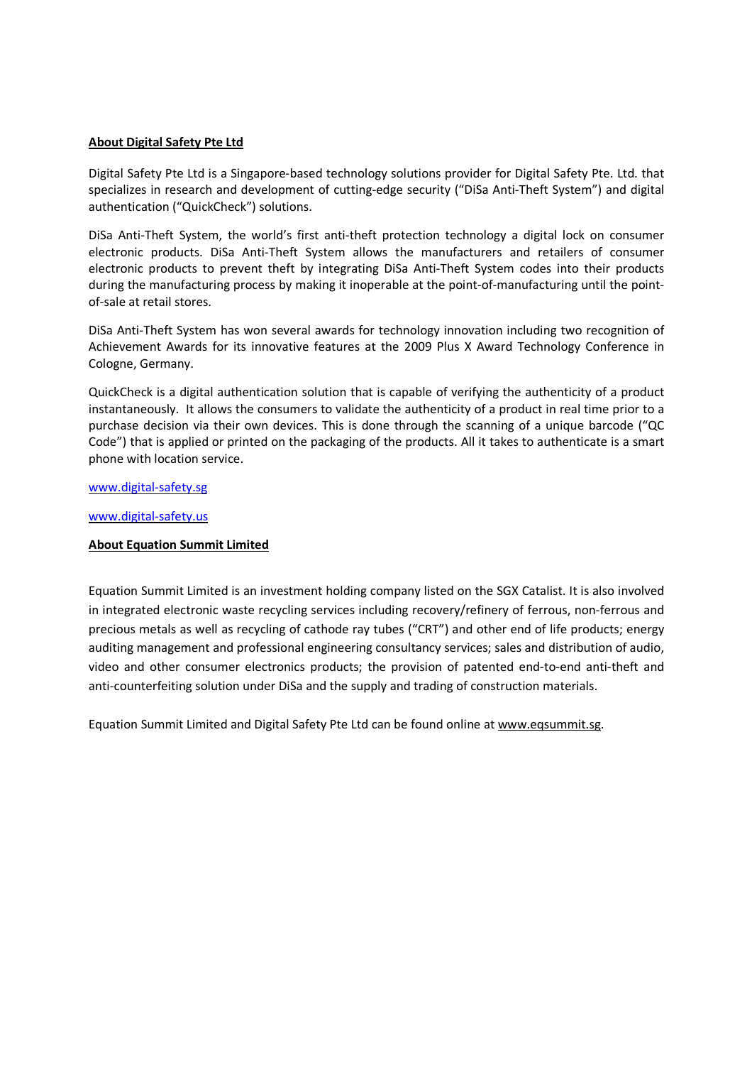**About Digital Safety Pte Ltd**

Digital Safety Pte Ltd is a Singapore-based technology solutions provider for Digital Safety Pte. Ltd. that specializes in research and development of cutting-edge security ("DiSa Anti-Theft System") and digital authentication ("QuickCheck") solutions.

DiSa Anti-Theft System, the world's first anti-theft protection technology a digital lock on consumer electronic products. DiSa Anti-Theft System allows the manufacturers and retailers of consumer electronic products to prevent theft by integrating DiSa Anti-Theft System codes into their products during the manufacturing process by making it inoperable at the point-of-manufacturing until the point-of-sale at retail stores.

DiSa Anti-Theft System has won several awards for technology innovation including two recognition of Achievement Awards for its innovative features at the 2009 Plus X Award Technology Conference in Cologne, Germany.

QuickCheck is a digital authentication solution that is capable of verifying the authenticity of a product instantaneously. It allows the consumers to validate the authenticity of a product in real time prior to a purchase decision via their own devices. This is done through the scanning of a unique barcode ("QC Code") that is applied or printed on the packaging of the products. All it takes to authenticate is a smart phone with location service.

www.digital-safety.sg

www.digital-safety.us

**About Equation Summit Limited**

Equation Summit Limited is an investment holding company listed on the SGX Catalist. It is also involved in integrated electronic waste recycling services including recovery/refinery of ferrous, non-ferrous and precious metals as well as recycling of cathode ray tubes ("CRT") and other end of life products; energy auditing management and professional engineering consultancy services; sales and distribution of audio, video and other consumer electronics products; the provision of patented end-to-end anti-theft and anti-counterfeiting solution under DiSa and the supply and trading of construction materials.

Equation Summit Limited and Digital Safety Pte Ltd can be found online at www.eqsummit.sg.